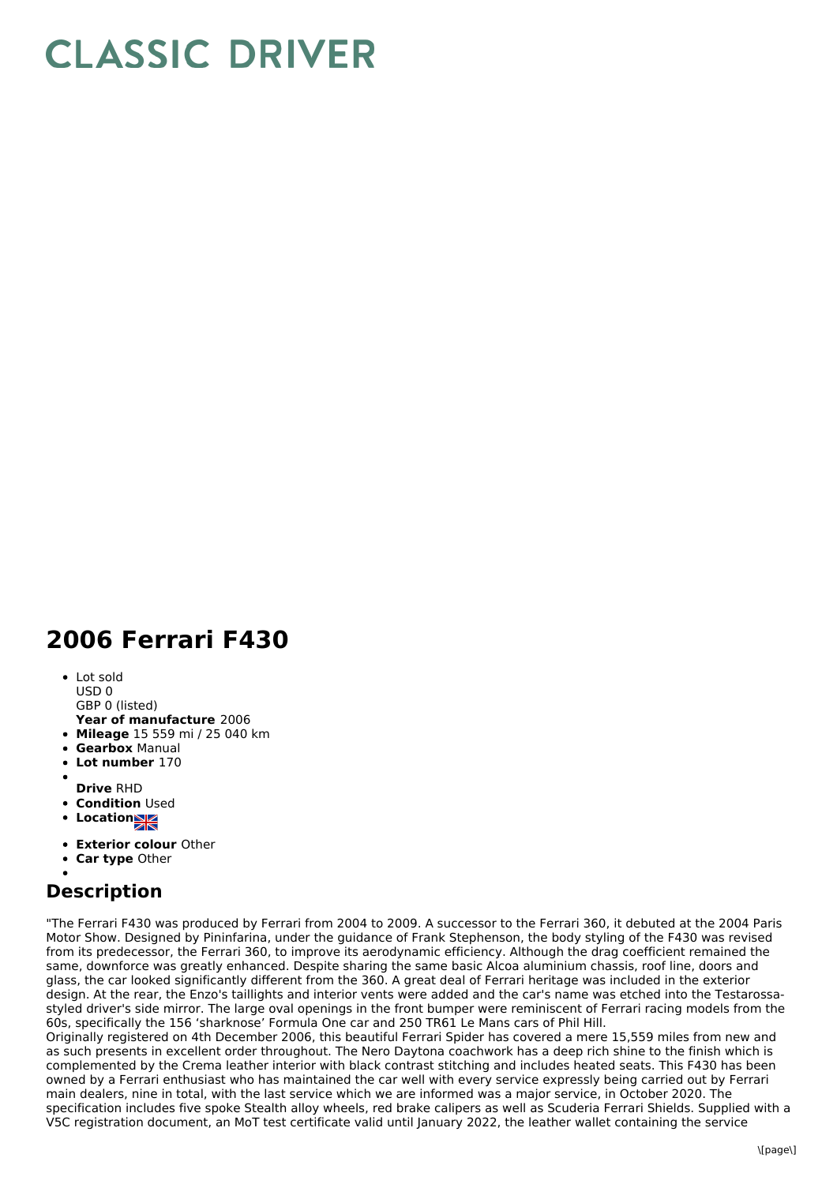# CLASSIC DRIVER

## 2006 Ferrari F430

- Lot sold
  USD 0
  GBP 0 (listed)
  **Year of manufacture** 2006
- **Mileage** 15 559 mi / 25 040 km
- **Gearbox** Manual
- **Lot number** 170
- **Drive** RHD
- **Condition** Used
- **Location**
- **Exterior colour** Other
- **Car type** Other

## Description

"The Ferrari F430 was produced by Ferrari from 2004 to 2009. A successor to the Ferrari 360, it debuted at the 2004 Paris Motor Show. Designed by Pininfarina, under the guidance of Frank Stephenson, the body styling of the F430 was revised from its predecessor, the Ferrari 360, to improve its aerodynamic efficiency. Although the drag coefficient remained the same, downforce was greatly enhanced. Despite sharing the same basic Alcoa aluminium chassis, roof line, doors and glass, the car looked significantly different from the 360. A great deal of Ferrari heritage was included in the exterior design. At the rear, the Enzo's taillights and interior vents were added and the car's name was etched into the Testarossa-styled driver's side mirror. The large oval openings in the front bumper were reminiscent of Ferrari racing models from the 60s, specifically the 156 'sharknose' Formula One car and 250 TR61 Le Mans cars of Phil Hill.
Originally registered on 4th December 2006, this beautiful Ferrari Spider has covered a mere 15,559 miles from new and as such presents in excellent order throughout. The Nero Daytona coachwork has a deep rich shine to the finish which is complemented by the Crema leather interior with black contrast stitching and includes heated seats. This F430 has been owned by a Ferrari enthusiast who has maintained the car well with every service expressly being carried out by Ferrari main dealers, nine in total, with the last service which we are informed was a major service, in October 2020. The specification includes five spoke Stealth alloy wheels, red brake calipers as well as Scuderia Ferrari Shields. Supplied with a V5C registration document, an MoT test certificate valid until January 2022, the leather wallet containing the service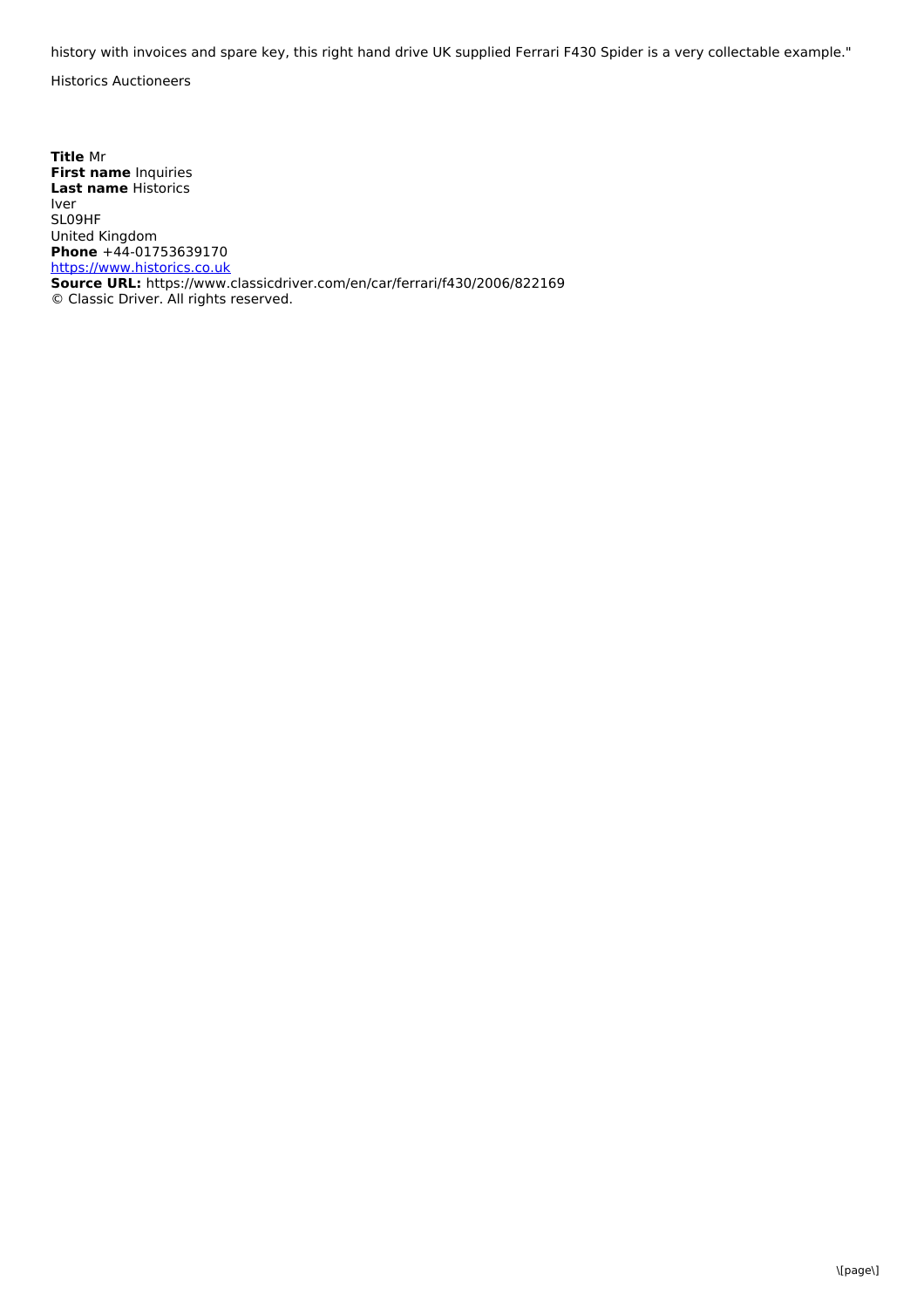history with invoices and spare key, this right hand drive UK supplied Ferrari F430 Spider is a very collectable example."

Historics Auctioneers

**Title** Mr
**First name** Inquiries
**Last name** Historics
Iver
SL09HF
United Kingdom
**Phone** +44-01753639170
https://www.historics.co.uk
**Source URL:** https://www.classicdriver.com/en/car/ferrari/f430/2006/822169
© Classic Driver. All rights reserved.